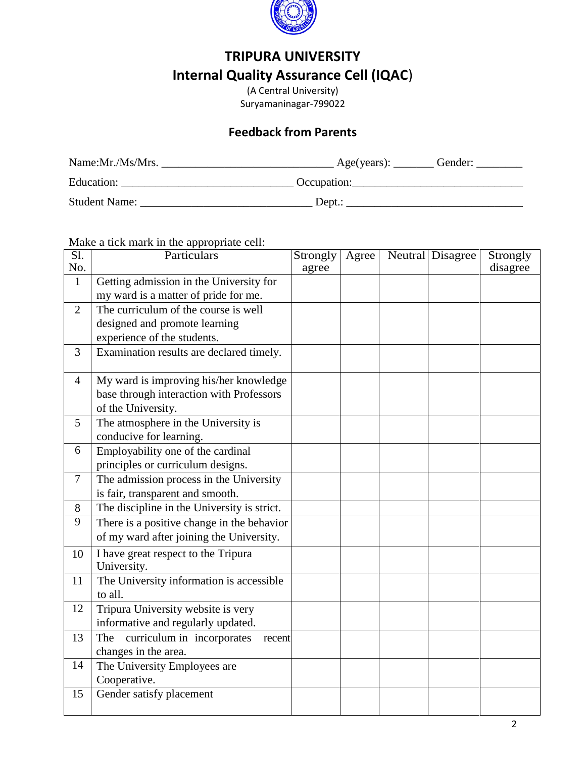# TRIPURA UNIVERSITY

## Internal Quality Assurance Cell (IQAC)

(A Central University)
Suryamaninagar-799022

### Feedback from Parents

Name:Mr./Ms/Mrs. ______________________________ Age(years): _______ Gender: ________

Education: ______________________________ Occupation:______________________________

Student Name: ______________________________ Dept.: ______________________________

Make a tick mark in the appropriate cell:

| Sl. No. | Particulars | Strongly agree | Agree | Neutral | Disagree | Strongly disagree |
|---|---|---|---|---|---|---|
| 1 | Getting admission in the University for my ward is a matter of pride for me. | | | | | |
| 2 | The curriculum of the course is well designed and promote learning experience of the students. | | | | | |
| 3 | Examination results are declared timely. | | | | | |
| 4 | My ward is improving his/her knowledge base through interaction with Professors of the University. | | | | | |
| 5 | The atmosphere in the University is conducive for learning. | | | | | |
| 6 | Employability one of the cardinal principles or curriculum designs. | | | | | |
| 7 | The admission process in the University is fair, transparent and smooth. | | | | | |
| 8 | The discipline in the University is strict. | | | | | |
| 9 | There is a positive change in the behavior of my ward after joining the University. | | | | | |
| 10 | I have great respect to the Tripura University. | | | | | |
| 11 | The University information is accessible to all. | | | | | |
| 12 | Tripura University website is very informative and regularly updated. | | | | | |
| 13 | The curriculum in incorporates recent changes in the area. | | | | | |
| 14 | The University Employees are Cooperative. | | | | | |
| 15 | Gender satisfy placement | | | | | |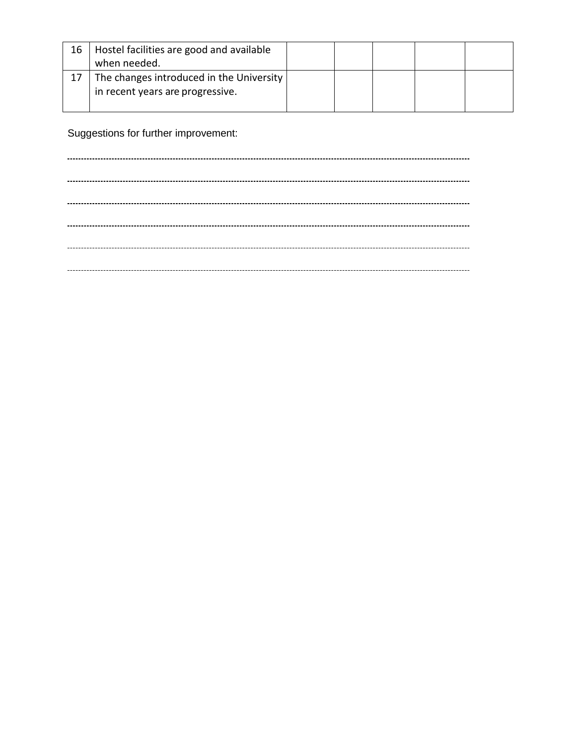| | | | | | | |
|---|---|---|---|---|---|---|
| 16 | Hostel facilities are good and available when needed. | | | | | |
| 17 | The changes introduced in the University in recent years are progressive. | | | | | |

Suggestions for further improvement:

------------------------------------------------------------------------------------------------------------------------------------------

------------------------------------------------------------------------------------------------------------------------------------------

------------------------------------------------------------------------------------------------------------------------------------------

------------------------------------------------------------------------------------------------------------------------------------------

------------------------------------------------------------------------------------------------------------------------------------------

------------------------------------------------------------------------------------------------------------------------------------------